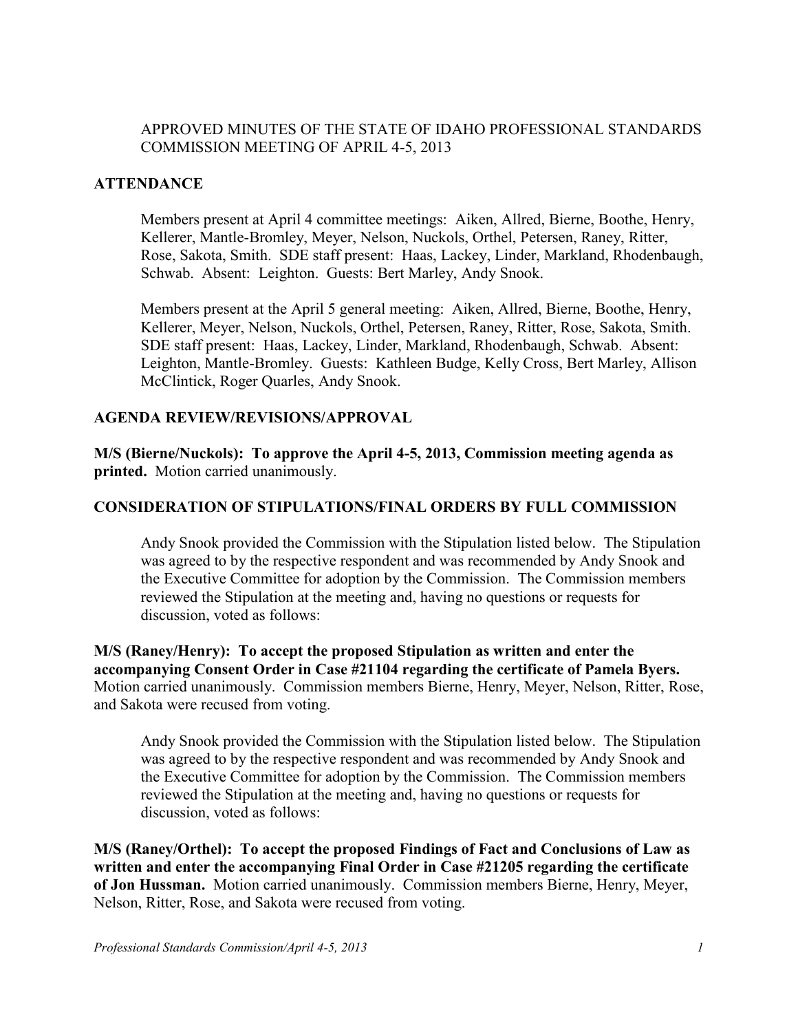APPROVED MINUTES OF THE STATE OF IDAHO PROFESSIONAL STANDARDS COMMISSION MEETING OF APRIL 4-5, 2013

**ATTENDANCE**

Members present at April 4 committee meetings: Aiken, Allred, Bierne, Boothe, Henry, Kellerer, Mantle-Bromley, Meyer, Nelson, Nuckols, Orthel, Petersen, Raney, Ritter, Rose, Sakota, Smith. SDE staff present: Haas, Lackey, Linder, Markland, Rhodenbaugh, Schwab. Absent: Leighton. Guests: Bert Marley, Andy Snook.

Members present at the April 5 general meeting: Aiken, Allred, Bierne, Boothe, Henry, Kellerer, Meyer, Nelson, Nuckols, Orthel, Petersen, Raney, Ritter, Rose, Sakota, Smith. SDE staff present: Haas, Lackey, Linder, Markland, Rhodenbaugh, Schwab. Absent: Leighton, Mantle-Bromley. Guests: Kathleen Budge, Kelly Cross, Bert Marley, Allison McClintick, Roger Quarles, Andy Snook.

**AGENDA REVIEW/REVISIONS/APPROVAL**

**M/S (Bierne/Nuckols): To approve the April 4-5, 2013, Commission meeting agenda as printed.** Motion carried unanimously.

**CONSIDERATION OF STIPULATIONS/FINAL ORDERS BY FULL COMMISSION**

Andy Snook provided the Commission with the Stipulation listed below. The Stipulation was agreed to by the respective respondent and was recommended by Andy Snook and the Executive Committee for adoption by the Commission. The Commission members reviewed the Stipulation at the meeting and, having no questions or requests for discussion, voted as follows:

**M/S (Raney/Henry): To accept the proposed Stipulation as written and enter the accompanying Consent Order in Case #21104 regarding the certificate of Pamela Byers.** Motion carried unanimously. Commission members Bierne, Henry, Meyer, Nelson, Ritter, Rose, and Sakota were recused from voting.

Andy Snook provided the Commission with the Stipulation listed below. The Stipulation was agreed to by the respective respondent and was recommended by Andy Snook and the Executive Committee for adoption by the Commission. The Commission members reviewed the Stipulation at the meeting and, having no questions or requests for discussion, voted as follows:

**M/S (Raney/Orthel): To accept the proposed Findings of Fact and Conclusions of Law as written and enter the accompanying Final Order in Case #21205 regarding the certificate of Jon Hussman.** Motion carried unanimously. Commission members Bierne, Henry, Meyer, Nelson, Ritter, Rose, and Sakota were recused from voting.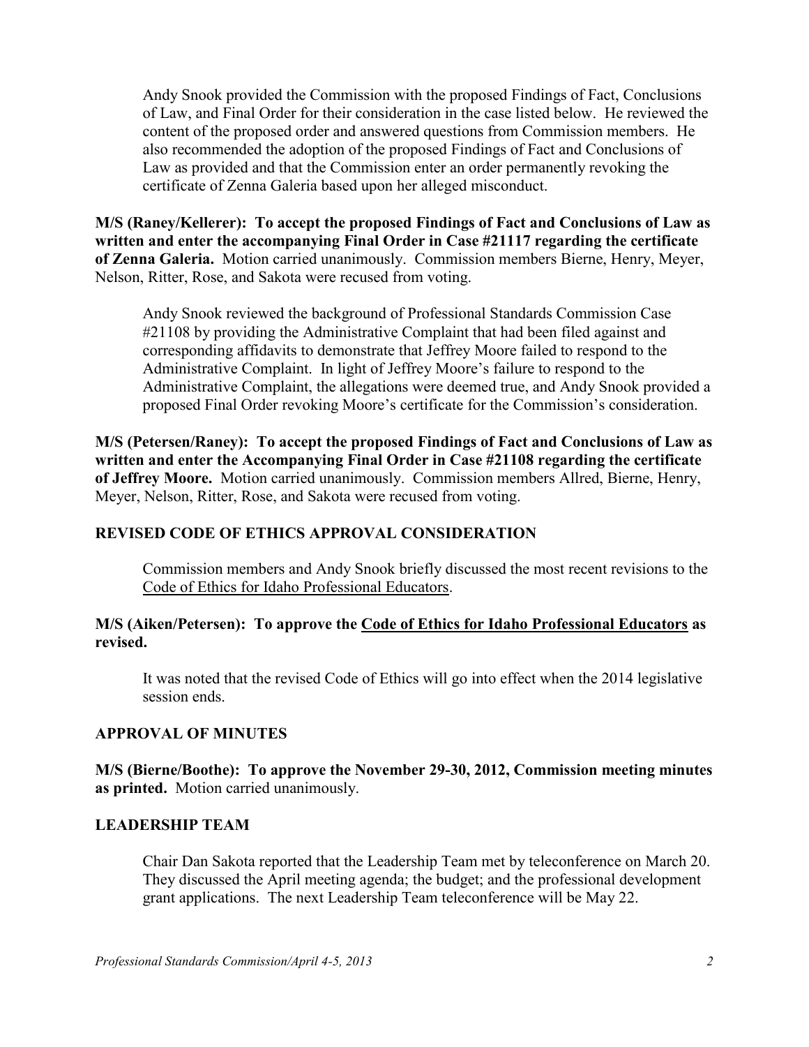Andy Snook provided the Commission with the proposed Findings of Fact, Conclusions of Law, and Final Order for their consideration in the case listed below. He reviewed the content of the proposed order and answered questions from Commission members. He also recommended the adoption of the proposed Findings of Fact and Conclusions of Law as provided and that the Commission enter an order permanently revoking the certificate of Zenna Galeria based upon her alleged misconduct.

**M/S (Raney/Kellerer): To accept the proposed Findings of Fact and Conclusions of Law as written and enter the accompanying Final Order in Case #21117 regarding the certificate of Zenna Galeria.** Motion carried unanimously. Commission members Bierne, Henry, Meyer, Nelson, Ritter, Rose, and Sakota were recused from voting.

Andy Snook reviewed the background of Professional Standards Commission Case #21108 by providing the Administrative Complaint that had been filed against and corresponding affidavits to demonstrate that Jeffrey Moore failed to respond to the Administrative Complaint. In light of Jeffrey Moore's failure to respond to the Administrative Complaint, the allegations were deemed true, and Andy Snook provided a proposed Final Order revoking Moore's certificate for the Commission's consideration.

**M/S (Petersen/Raney): To accept the proposed Findings of Fact and Conclusions of Law as written and enter the Accompanying Final Order in Case #21108 regarding the certificate of Jeffrey Moore.** Motion carried unanimously. Commission members Allred, Bierne, Henry, Meyer, Nelson, Ritter, Rose, and Sakota were recused from voting.

## REVISED CODE OF ETHICS APPROVAL CONSIDERATION

Commission members and Andy Snook briefly discussed the most recent revisions to the Code of Ethics for Idaho Professional Educators.

**M/S (Aiken/Petersen): To approve the Code of Ethics for Idaho Professional Educators as revised.**

It was noted that the revised Code of Ethics will go into effect when the 2014 legislative session ends.

## APPROVAL OF MINUTES

**M/S (Bierne/Boothe): To approve the November 29-30, 2012, Commission meeting minutes as printed.** Motion carried unanimously.

## LEADERSHIP TEAM

Chair Dan Sakota reported that the Leadership Team met by teleconference on March 20. They discussed the April meeting agenda; the budget; and the professional development grant applications. The next Leadership Team teleconference will be May 22.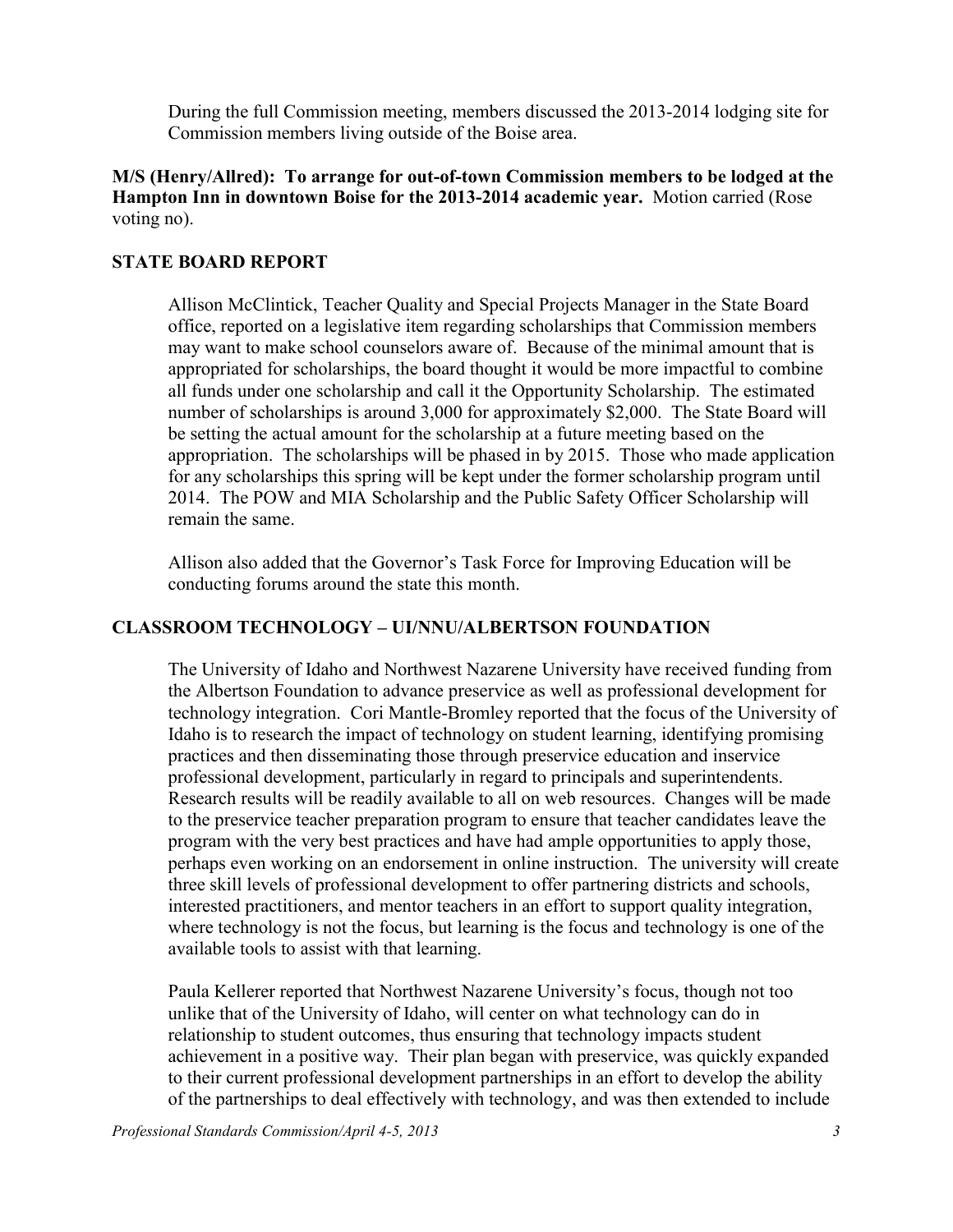During the full Commission meeting, members discussed the 2013-2014 lodging site for Commission members living outside of the Boise area.

**M/S (Henry/Allred): To arrange for out-of-town Commission members to be lodged at the Hampton Inn in downtown Boise for the 2013-2014 academic year.** Motion carried (Rose voting no).

## STATE BOARD REPORT

Allison McClintick, Teacher Quality and Special Projects Manager in the State Board office, reported on a legislative item regarding scholarships that Commission members may want to make school counselors aware of. Because of the minimal amount that is appropriated for scholarships, the board thought it would be more impactful to combine all funds under one scholarship and call it the Opportunity Scholarship. The estimated number of scholarships is around 3,000 for approximately $2,000. The State Board will be setting the actual amount for the scholarship at a future meeting based on the appropriation. The scholarships will be phased in by 2015. Those who made application for any scholarships this spring will be kept under the former scholarship program until 2014. The POW and MIA Scholarship and the Public Safety Officer Scholarship will remain the same.

Allison also added that the Governor's Task Force for Improving Education will be conducting forums around the state this month.

## CLASSROOM TECHNOLOGY – UI/NNU/ALBERTSON FOUNDATION

The University of Idaho and Northwest Nazarene University have received funding from the Albertson Foundation to advance preservice as well as professional development for technology integration. Cori Mantle-Bromley reported that the focus of the University of Idaho is to research the impact of technology on student learning, identifying promising practices and then disseminating those through preservice education and inservice professional development, particularly in regard to principals and superintendents. Research results will be readily available to all on web resources. Changes will be made to the preservice teacher preparation program to ensure that teacher candidates leave the program with the very best practices and have had ample opportunities to apply those, perhaps even working on an endorsement in online instruction. The university will create three skill levels of professional development to offer partnering districts and schools, interested practitioners, and mentor teachers in an effort to support quality integration, where technology is not the focus, but learning is the focus and technology is one of the available tools to assist with that learning.

Paula Kellerer reported that Northwest Nazarene University's focus, though not too unlike that of the University of Idaho, will center on what technology can do in relationship to student outcomes, thus ensuring that technology impacts student achievement in a positive way. Their plan began with preservice, was quickly expanded to their current professional development partnerships in an effort to develop the ability of the partnerships to deal effectively with technology, and was then extended to include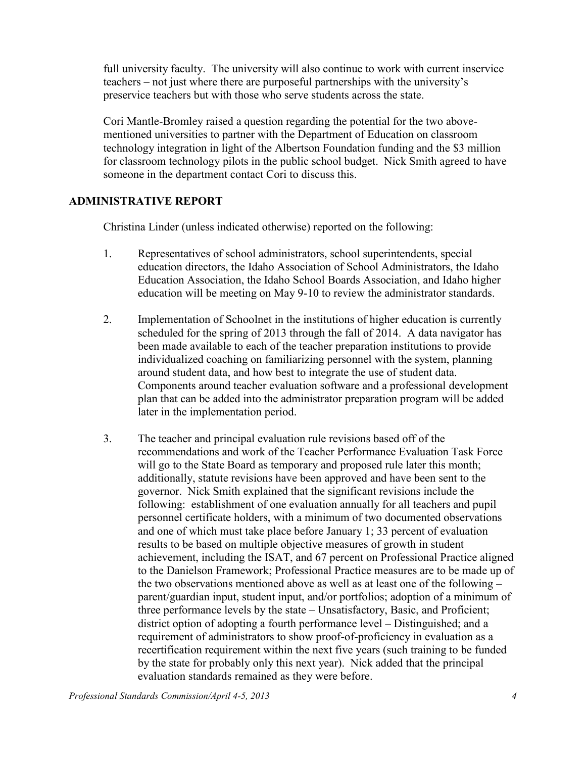full university faculty. The university will also continue to work with current inservice teachers – not just where there are purposeful partnerships with the university's preservice teachers but with those who serve students across the state.

Cori Mantle-Bromley raised a question regarding the potential for the two above-mentioned universities to partner with the Department of Education on classroom technology integration in light of the Albertson Foundation funding and the $3 million for classroom technology pilots in the public school budget. Nick Smith agreed to have someone in the department contact Cori to discuss this.

## ADMINISTRATIVE REPORT

Christina Linder (unless indicated otherwise) reported on the following:

1. Representatives of school administrators, school superintendents, special education directors, the Idaho Association of School Administrators, the Idaho Education Association, the Idaho School Boards Association, and Idaho higher education will be meeting on May 9-10 to review the administrator standards.

2. Implementation of Schoolnet in the institutions of higher education is currently scheduled for the spring of 2013 through the fall of 2014. A data navigator has been made available to each of the teacher preparation institutions to provide individualized coaching on familiarizing personnel with the system, planning around student data, and how best to integrate the use of student data. Components around teacher evaluation software and a professional development plan that can be added into the administrator preparation program will be added later in the implementation period.

3. The teacher and principal evaluation rule revisions based off of the recommendations and work of the Teacher Performance Evaluation Task Force will go to the State Board as temporary and proposed rule later this month; additionally, statute revisions have been approved and have been sent to the governor. Nick Smith explained that the significant revisions include the following: establishment of one evaluation annually for all teachers and pupil personnel certificate holders, with a minimum of two documented observations and one of which must take place before January 1; 33 percent of evaluation results to be based on multiple objective measures of growth in student achievement, including the ISAT, and 67 percent on Professional Practice aligned to the Danielson Framework; Professional Practice measures are to be made up of the two observations mentioned above as well as at least one of the following – parent/guardian input, student input, and/or portfolios; adoption of a minimum of three performance levels by the state – Unsatisfactory, Basic, and Proficient; district option of adopting a fourth performance level – Distinguished; and a requirement of administrators to show proof-of-proficiency in evaluation as a recertification requirement within the next five years (such training to be funded by the state for probably only this next year). Nick added that the principal evaluation standards remained as they were before.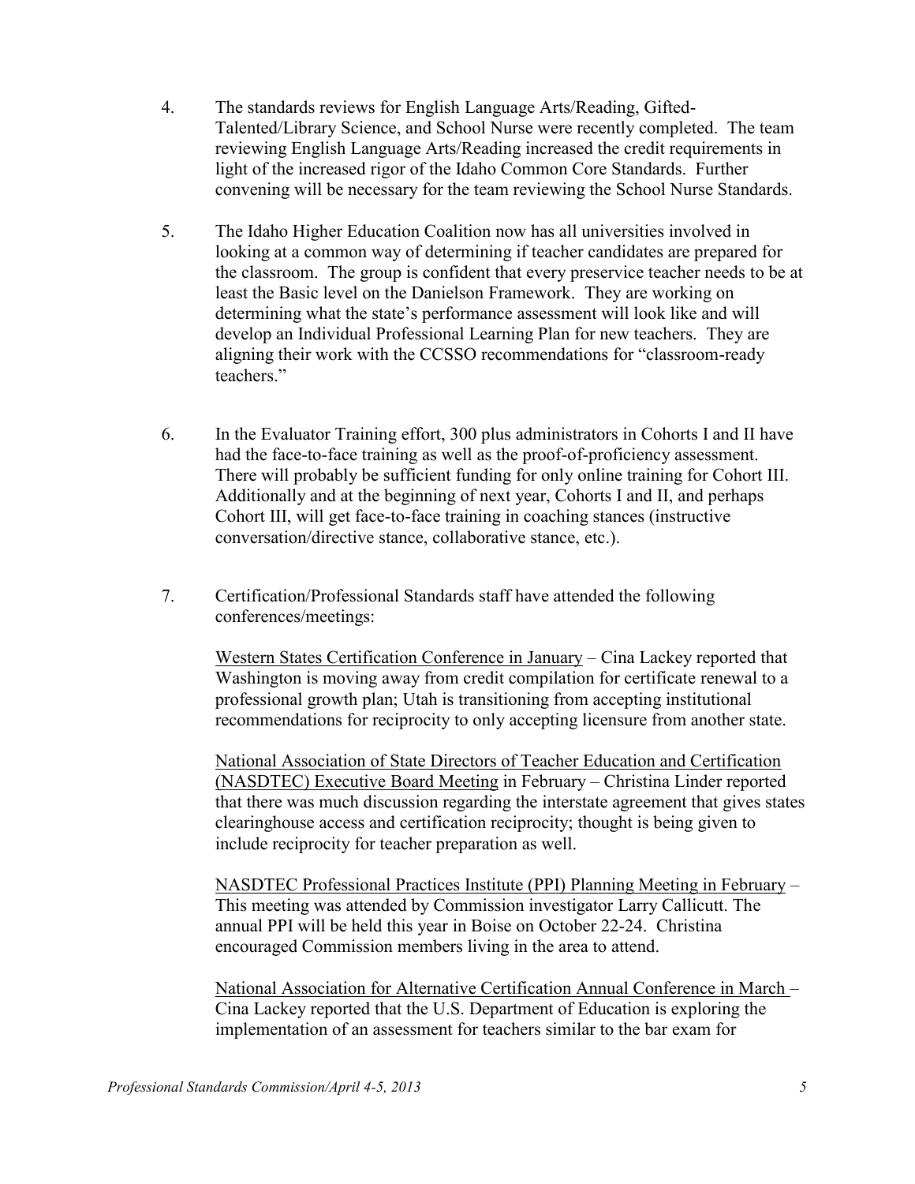4. The standards reviews for English Language Arts/Reading, Gifted-Talented/Library Science, and School Nurse were recently completed. The team reviewing English Language Arts/Reading increased the credit requirements in light of the increased rigor of the Idaho Common Core Standards. Further convening will be necessary for the team reviewing the School Nurse Standards.

5. The Idaho Higher Education Coalition now has all universities involved in looking at a common way of determining if teacher candidates are prepared for the classroom. The group is confident that every preservice teacher needs to be at least the Basic level on the Danielson Framework. They are working on determining what the state's performance assessment will look like and will develop an Individual Professional Learning Plan for new teachers. They are aligning their work with the CCSSO recommendations for "classroom-ready teachers."

6. In the Evaluator Training effort, 300 plus administrators in Cohorts I and II have had the face-to-face training as well as the proof-of-proficiency assessment. There will probably be sufficient funding for only online training for Cohort III. Additionally and at the beginning of next year, Cohorts I and II, and perhaps Cohort III, will get face-to-face training in coaching stances (instructive conversation/directive stance, collaborative stance, etc.).

7. Certification/Professional Standards staff have attended the following conferences/meetings:

   <u>Western States Certification Conference in January</u> – Cina Lackey reported that Washington is moving away from credit compilation for certificate renewal to a professional growth plan; Utah is transitioning from accepting institutional recommendations for reciprocity to only accepting licensure from another state.

   <u>National Association of State Directors of Teacher Education and Certification (NASDTEC) Executive Board Meeting</u> in February – Christina Linder reported that there was much discussion regarding the interstate agreement that gives states clearinghouse access and certification reciprocity; thought is being given to include reciprocity for teacher preparation as well.

   <u>NASDTEC Professional Practices Institute (PPI) Planning Meeting in February</u> – This meeting was attended by Commission investigator Larry Callicutt. The annual PPI will be held this year in Boise on October 22-24. Christina encouraged Commission members living in the area to attend.

   <u>National Association for Alternative Certification Annual Conference in March</u> – Cina Lackey reported that the U.S. Department of Education is exploring the implementation of an assessment for teachers similar to the bar exam for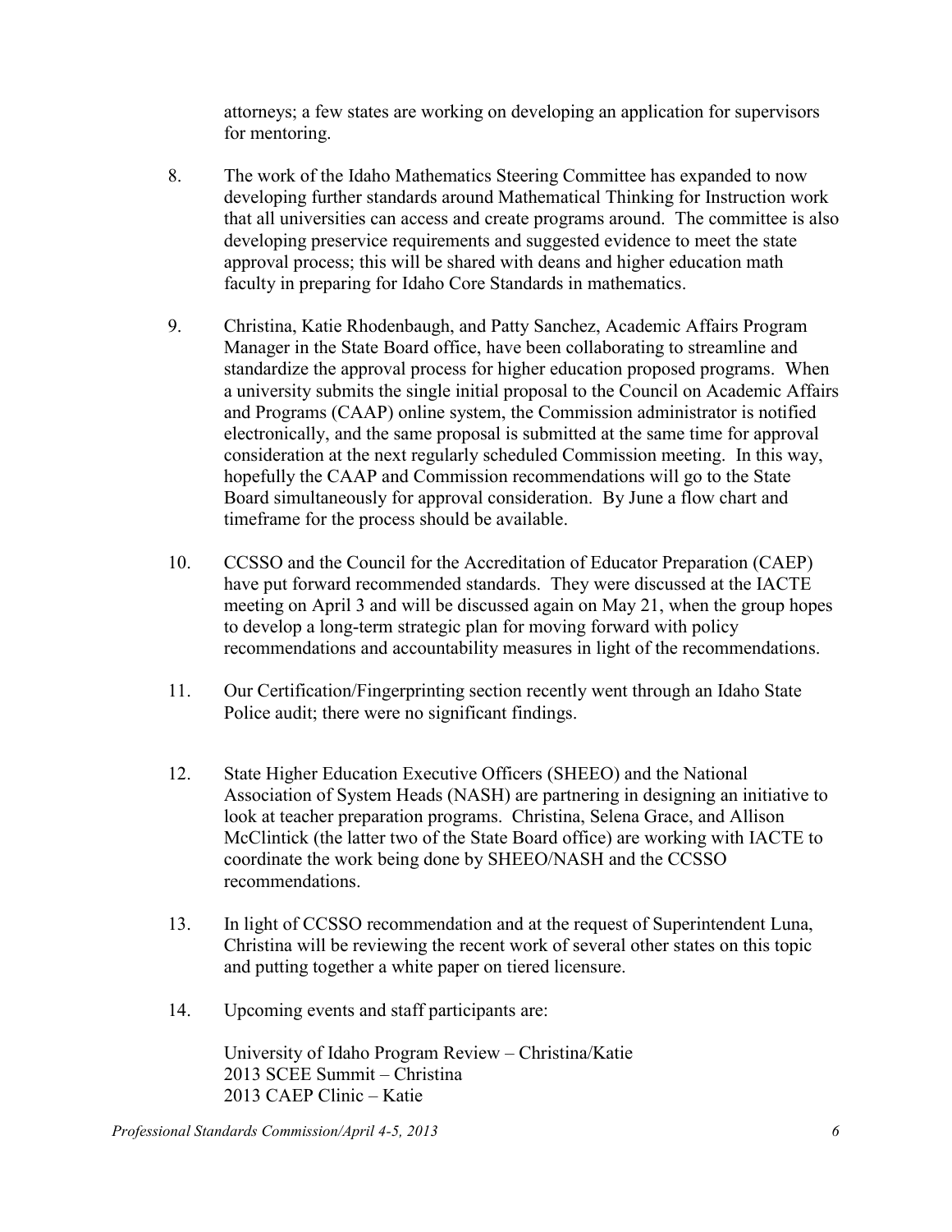attorneys; a few states are working on developing an application for supervisors for mentoring.

8. The work of the Idaho Mathematics Steering Committee has expanded to now developing further standards around Mathematical Thinking for Instruction work that all universities can access and create programs around. The committee is also developing preservice requirements and suggested evidence to meet the state approval process; this will be shared with deans and higher education math faculty in preparing for Idaho Core Standards in mathematics.

9. Christina, Katie Rhodenbaugh, and Patty Sanchez, Academic Affairs Program Manager in the State Board office, have been collaborating to streamline and standardize the approval process for higher education proposed programs. When a university submits the single initial proposal to the Council on Academic Affairs and Programs (CAAP) online system, the Commission administrator is notified electronically, and the same proposal is submitted at the same time for approval consideration at the next regularly scheduled Commission meeting. In this way, hopefully the CAAP and Commission recommendations will go to the State Board simultaneously for approval consideration. By June a flow chart and timeframe for the process should be available.

10. CCSSO and the Council for the Accreditation of Educator Preparation (CAEP) have put forward recommended standards. They were discussed at the IACTE meeting on April 3 and will be discussed again on May 21, when the group hopes to develop a long-term strategic plan for moving forward with policy recommendations and accountability measures in light of the recommendations.

11. Our Certification/Fingerprinting section recently went through an Idaho State Police audit; there were no significant findings.

12. State Higher Education Executive Officers (SHEEO) and the National Association of System Heads (NASH) are partnering in designing an initiative to look at teacher preparation programs. Christina, Selena Grace, and Allison McClintick (the latter two of the State Board office) are working with IACTE to coordinate the work being done by SHEEO/NASH and the CCSSO recommendations.

13. In light of CCSSO recommendation and at the request of Superintendent Luna, Christina will be reviewing the recent work of several other states on this topic and putting together a white paper on tiered licensure.

14. Upcoming events and staff participants are:

    University of Idaho Program Review – Christina/Katie
    2013 SCEE Summit – Christina
    2013 CAEP Clinic – Katie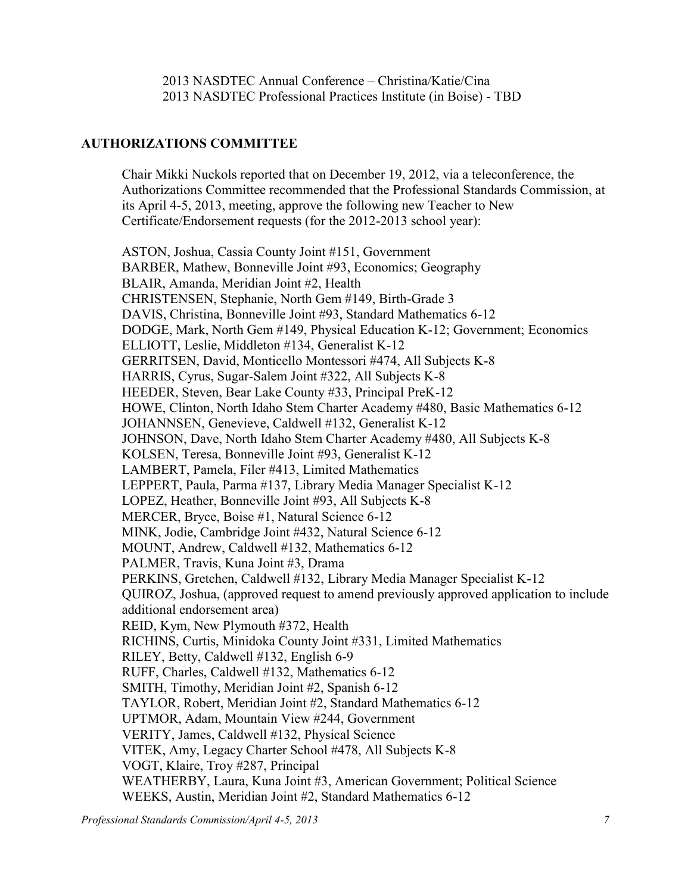2013 NASDTEC Annual Conference – Christina/Katie/Cina
2013 NASDTEC Professional Practices Institute (in Boise) - TBD

## AUTHORIZATIONS COMMITTEE

Chair Mikki Nuckols reported that on December 19, 2012, via a teleconference, the Authorizations Committee recommended that the Professional Standards Commission, at its April 4-5, 2013, meeting, approve the following new Teacher to New Certificate/Endorsement requests (for the 2012-2013 school year):

ASTON, Joshua, Cassia County Joint #151, Government
BARBER, Mathew, Bonneville Joint #93, Economics; Geography
BLAIR, Amanda, Meridian Joint #2, Health
CHRISTENSEN, Stephanie, North Gem #149, Birth-Grade 3
DAVIS, Christina, Bonneville Joint #93, Standard Mathematics 6-12
DODGE, Mark, North Gem #149, Physical Education K-12; Government; Economics
ELLIOTT, Leslie, Middleton #134, Generalist K-12
GERRITSEN, David, Monticello Montessori #474, All Subjects K-8
HARRIS, Cyrus, Sugar-Salem Joint #322, All Subjects K-8
HEEDER, Steven, Bear Lake County #33, Principal PreK-12
HOWE, Clinton, North Idaho Stem Charter Academy #480, Basic Mathematics 6-12
JOHANNSEN, Genevieve, Caldwell #132, Generalist K-12
JOHNSON, Dave, North Idaho Stem Charter Academy #480, All Subjects K-8
KOLSEN, Teresa, Bonneville Joint #93, Generalist K-12
LAMBERT, Pamela, Filer #413, Limited Mathematics
LEPPERT, Paula, Parma #137, Library Media Manager Specialist K-12
LOPEZ, Heather, Bonneville Joint #93, All Subjects K-8
MERCER, Bryce, Boise #1, Natural Science 6-12
MINK, Jodie, Cambridge Joint #432, Natural Science 6-12
MOUNT, Andrew, Caldwell #132, Mathematics 6-12
PALMER, Travis, Kuna Joint #3, Drama
PERKINS, Gretchen, Caldwell #132, Library Media Manager Specialist K-12
QUIROZ, Joshua, (approved request to amend previously approved application to include additional endorsement area)
REID, Kym, New Plymouth #372, Health
RICHINS, Curtis, Minidoka County Joint #331, Limited Mathematics
RILEY, Betty, Caldwell #132, English 6-9
RUFF, Charles, Caldwell #132, Mathematics 6-12
SMITH, Timothy, Meridian Joint #2, Spanish 6-12
TAYLOR, Robert, Meridian Joint #2, Standard Mathematics 6-12
UPTMOR, Adam, Mountain View #244, Government
VERITY, James, Caldwell #132, Physical Science
VITEK, Amy, Legacy Charter School #478, All Subjects K-8
VOGT, Klaire, Troy #287, Principal
WEATHERBY, Laura, Kuna Joint #3, American Government; Political Science
WEEKS, Austin, Meridian Joint #2, Standard Mathematics 6-12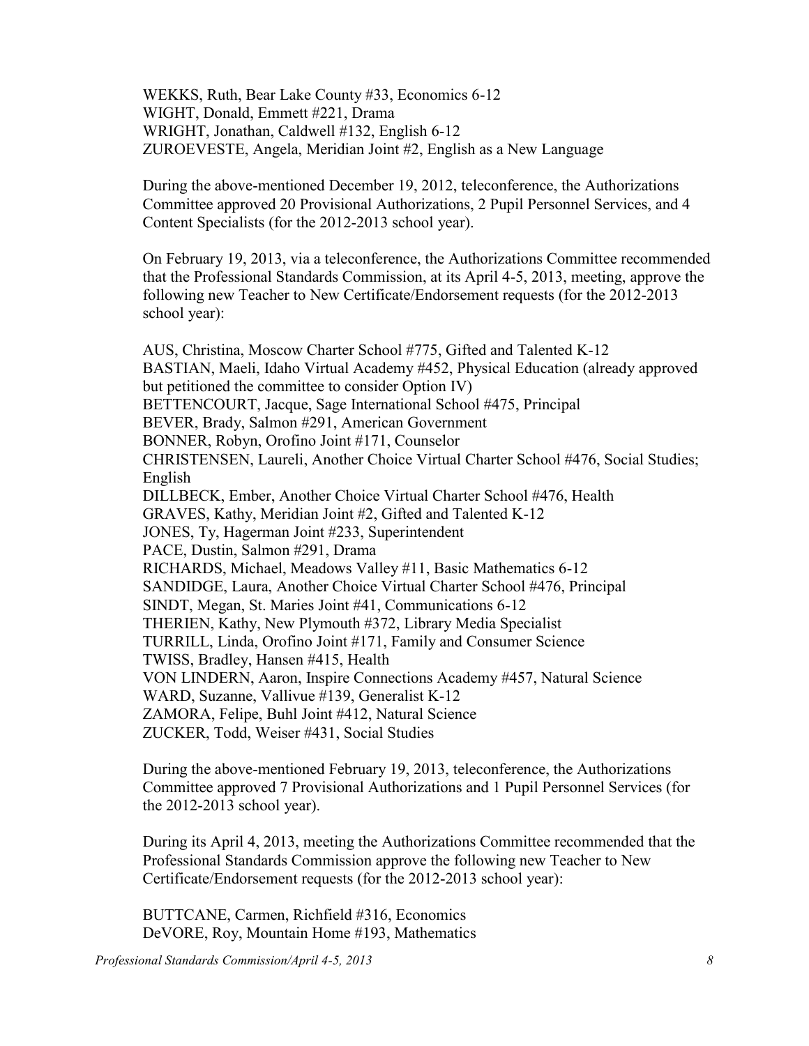WEKKS, Ruth, Bear Lake County #33, Economics 6-12
WIGHT, Donald, Emmett #221, Drama
WRIGHT, Jonathan, Caldwell #132, English 6-12
ZUROEVESTE, Angela, Meridian Joint #2, English as a New Language

During the above-mentioned December 19, 2012, teleconference, the Authorizations Committee approved 20 Provisional Authorizations, 2 Pupil Personnel Services, and 4 Content Specialists (for the 2012-2013 school year).

On February 19, 2013, via a teleconference, the Authorizations Committee recommended that the Professional Standards Commission, at its April 4-5, 2013, meeting, approve the following new Teacher to New Certificate/Endorsement requests (for the 2012-2013 school year):

AUS, Christina, Moscow Charter School #775, Gifted and Talented K-12
BASTIAN, Maeli, Idaho Virtual Academy #452, Physical Education (already approved but petitioned the committee to consider Option IV)
BETTENCOURT, Jacque, Sage International School #475, Principal
BEVER, Brady, Salmon #291, American Government
BONNER, Robyn, Orofino Joint #171, Counselor
CHRISTENSEN, Laureli, Another Choice Virtual Charter School #476, Social Studies; English
DILLBECK, Ember, Another Choice Virtual Charter School #476, Health
GRAVES, Kathy, Meridian Joint #2, Gifted and Talented K-12
JONES, Ty, Hagerman Joint #233, Superintendent
PACE, Dustin, Salmon #291, Drama
RICHARDS, Michael, Meadows Valley #11, Basic Mathematics 6-12
SANDIDGE, Laura, Another Choice Virtual Charter School #476, Principal
SINDT, Megan, St. Maries Joint #41, Communications 6-12
THERIEN, Kathy, New Plymouth #372, Library Media Specialist
TURRILL, Linda, Orofino Joint #171, Family and Consumer Science
TWISS, Bradley, Hansen #415, Health
VON LINDERN, Aaron, Inspire Connections Academy #457, Natural Science
WARD, Suzanne, Vallivue #139, Generalist K-12
ZAMORA, Felipe, Buhl Joint #412, Natural Science
ZUCKER, Todd, Weiser #431, Social Studies

During the above-mentioned February 19, 2013, teleconference, the Authorizations Committee approved 7 Provisional Authorizations and 1 Pupil Personnel Services (for the 2012-2013 school year).

During its April 4, 2013, meeting the Authorizations Committee recommended that the Professional Standards Commission approve the following new Teacher to New Certificate/Endorsement requests (for the 2012-2013 school year):

BUTTCANE, Carmen, Richfield #316, Economics
DeVORE, Roy, Mountain Home #193, Mathematics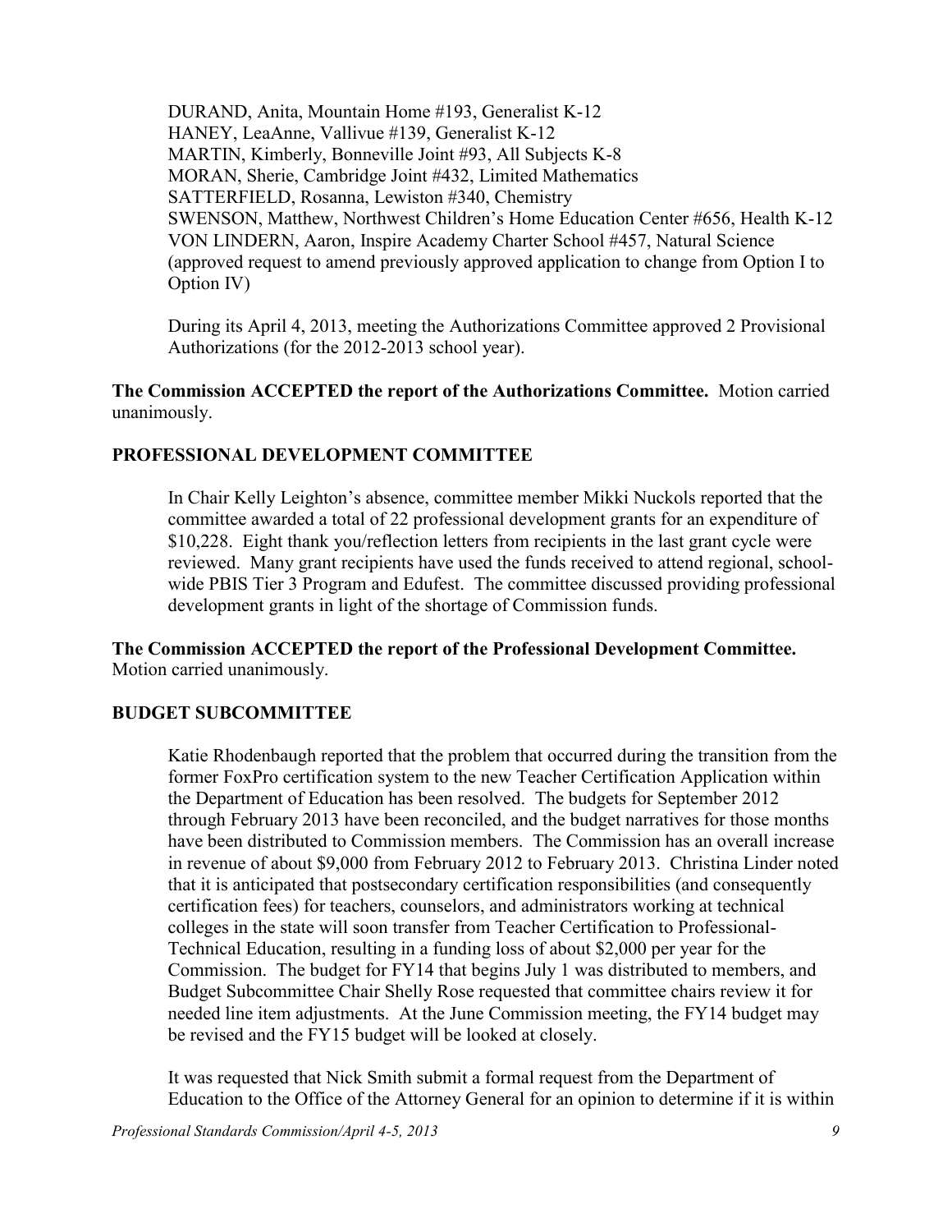DURAND, Anita, Mountain Home #193, Generalist K-12
HANEY, LeaAnne, Vallivue #139, Generalist K-12
MARTIN, Kimberly, Bonneville Joint #93, All Subjects K-8
MORAN, Sherie, Cambridge Joint #432, Limited Mathematics
SATTERFIELD, Rosanna, Lewiston #340, Chemistry
SWENSON, Matthew, Northwest Children's Home Education Center #656, Health K-12
VON LINDERN, Aaron, Inspire Academy Charter School #457, Natural Science (approved request to amend previously approved application to change from Option I to Option IV)

During its April 4, 2013, meeting the Authorizations Committee approved 2 Provisional Authorizations (for the 2012-2013 school year).

**The Commission ACCEPTED the report of the Authorizations Committee.** Motion carried unanimously.

## PROFESSIONAL DEVELOPMENT COMMITTEE

In Chair Kelly Leighton's absence, committee member Mikki Nuckols reported that the committee awarded a total of 22 professional development grants for an expenditure of $10,228. Eight thank you/reflection letters from recipients in the last grant cycle were reviewed. Many grant recipients have used the funds received to attend regional, school-wide PBIS Tier 3 Program and Edufest. The committee discussed providing professional development grants in light of the shortage of Commission funds.

**The Commission ACCEPTED the report of the Professional Development Committee.** Motion carried unanimously.

## BUDGET SUBCOMMITTEE

Katie Rhodenbaugh reported that the problem that occurred during the transition from the former FoxPro certification system to the new Teacher Certification Application within the Department of Education has been resolved. The budgets for September 2012 through February 2013 have been reconciled, and the budget narratives for those months have been distributed to Commission members. The Commission has an overall increase in revenue of about $9,000 from February 2012 to February 2013. Christina Linder noted that it is anticipated that postsecondary certification responsibilities (and consequently certification fees) for teachers, counselors, and administrators working at technical colleges in the state will soon transfer from Teacher Certification to Professional-Technical Education, resulting in a funding loss of about $2,000 per year for the Commission. The budget for FY14 that begins July 1 was distributed to members, and Budget Subcommittee Chair Shelly Rose requested that committee chairs review it for needed line item adjustments. At the June Commission meeting, the FY14 budget may be revised and the FY15 budget will be looked at closely.

It was requested that Nick Smith submit a formal request from the Department of Education to the Office of the Attorney General for an opinion to determine if it is within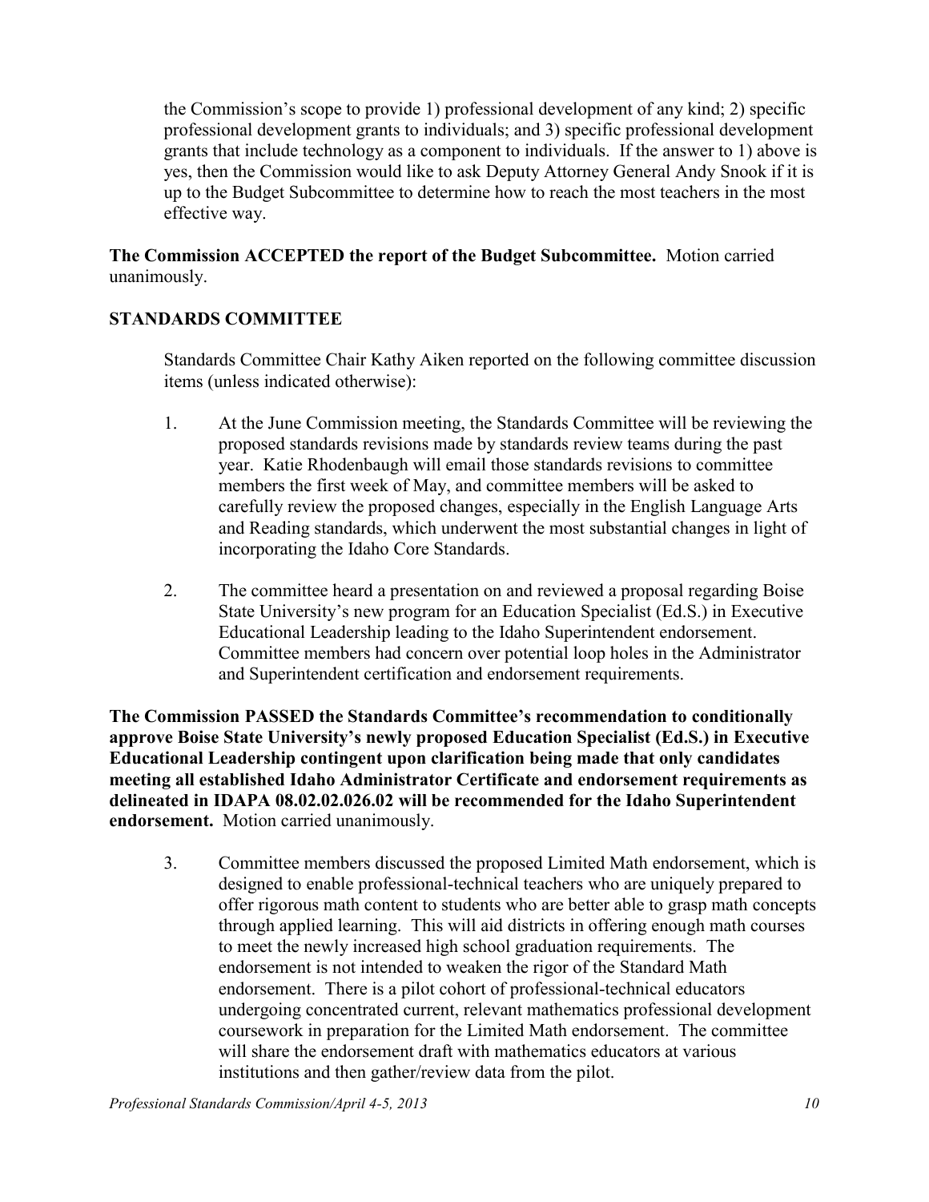the Commission's scope to provide 1) professional development of any kind; 2) specific professional development grants to individuals; and 3) specific professional development grants that include technology as a component to individuals. If the answer to 1) above is yes, then the Commission would like to ask Deputy Attorney General Andy Snook if it is up to the Budget Subcommittee to determine how to reach the most teachers in the most effective way.

**The Commission ACCEPTED the report of the Budget Subcommittee.** Motion carried unanimously.

## STANDARDS COMMITTEE

Standards Committee Chair Kathy Aiken reported on the following committee discussion items (unless indicated otherwise):

1. At the June Commission meeting, the Standards Committee will be reviewing the proposed standards revisions made by standards review teams during the past year. Katie Rhodenbaugh will email those standards revisions to committee members the first week of May, and committee members will be asked to carefully review the proposed changes, especially in the English Language Arts and Reading standards, which underwent the most substantial changes in light of incorporating the Idaho Core Standards.

2. The committee heard a presentation on and reviewed a proposal regarding Boise State University's new program for an Education Specialist (Ed.S.) in Executive Educational Leadership leading to the Idaho Superintendent endorsement. Committee members had concern over potential loop holes in the Administrator and Superintendent certification and endorsement requirements.

**The Commission PASSED the Standards Committee's recommendation to conditionally approve Boise State University's newly proposed Education Specialist (Ed.S.) in Executive Educational Leadership contingent upon clarification being made that only candidates meeting all established Idaho Administrator Certificate and endorsement requirements as delineated in IDAPA 08.02.02.026.02 will be recommended for the Idaho Superintendent endorsement.** Motion carried unanimously.

3. Committee members discussed the proposed Limited Math endorsement, which is designed to enable professional-technical teachers who are uniquely prepared to offer rigorous math content to students who are better able to grasp math concepts through applied learning. This will aid districts in offering enough math courses to meet the newly increased high school graduation requirements. The endorsement is not intended to weaken the rigor of the Standard Math endorsement. There is a pilot cohort of professional-technical educators undergoing concentrated current, relevant mathematics professional development coursework in preparation for the Limited Math endorsement. The committee will share the endorsement draft with mathematics educators at various institutions and then gather/review data from the pilot.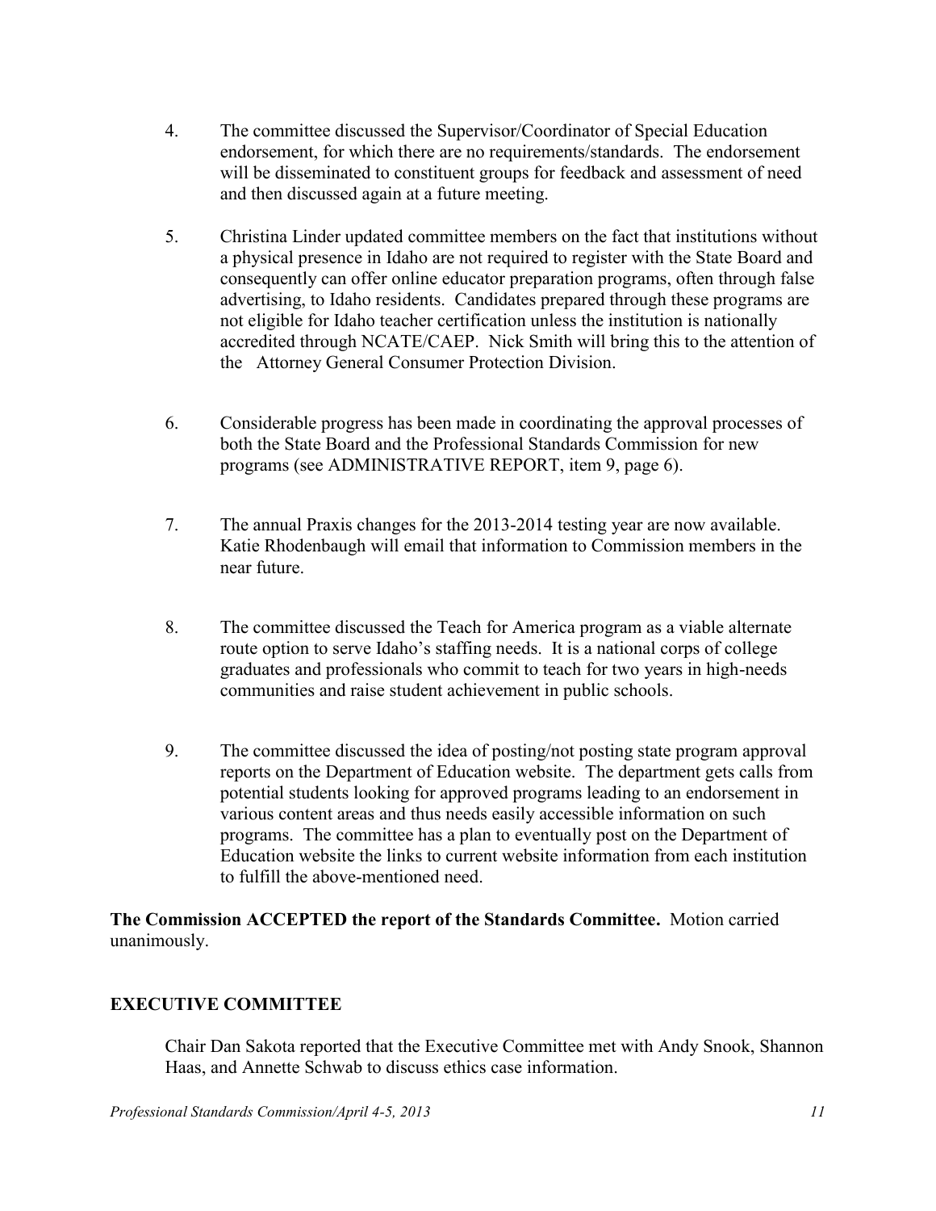4. The committee discussed the Supervisor/Coordinator of Special Education endorsement, for which there are no requirements/standards. The endorsement will be disseminated to constituent groups for feedback and assessment of need and then discussed again at a future meeting.

5. Christina Linder updated committee members on the fact that institutions without a physical presence in Idaho are not required to register with the State Board and consequently can offer online educator preparation programs, often through false advertising, to Idaho residents. Candidates prepared through these programs are not eligible for Idaho teacher certification unless the institution is nationally accredited through NCATE/CAEP. Nick Smith will bring this to the attention of the Attorney General Consumer Protection Division.

6. Considerable progress has been made in coordinating the approval processes of both the State Board and the Professional Standards Commission for new programs (see ADMINISTRATIVE REPORT, item 9, page 6).

7. The annual Praxis changes for the 2013-2014 testing year are now available. Katie Rhodenbaugh will email that information to Commission members in the near future.

8. The committee discussed the Teach for America program as a viable alternate route option to serve Idaho's staffing needs. It is a national corps of college graduates and professionals who commit to teach for two years in high-needs communities and raise student achievement in public schools.

9. The committee discussed the idea of posting/not posting state program approval reports on the Department of Education website. The department gets calls from potential students looking for approved programs leading to an endorsement in various content areas and thus needs easily accessible information on such programs. The committee has a plan to eventually post on the Department of Education website the links to current website information from each institution to fulfill the above-mentioned need.

**The Commission ACCEPTED the report of the Standards Committee.** Motion carried unanimously.

## EXECUTIVE COMMITTEE

Chair Dan Sakota reported that the Executive Committee met with Andy Snook, Shannon Haas, and Annette Schwab to discuss ethics case information.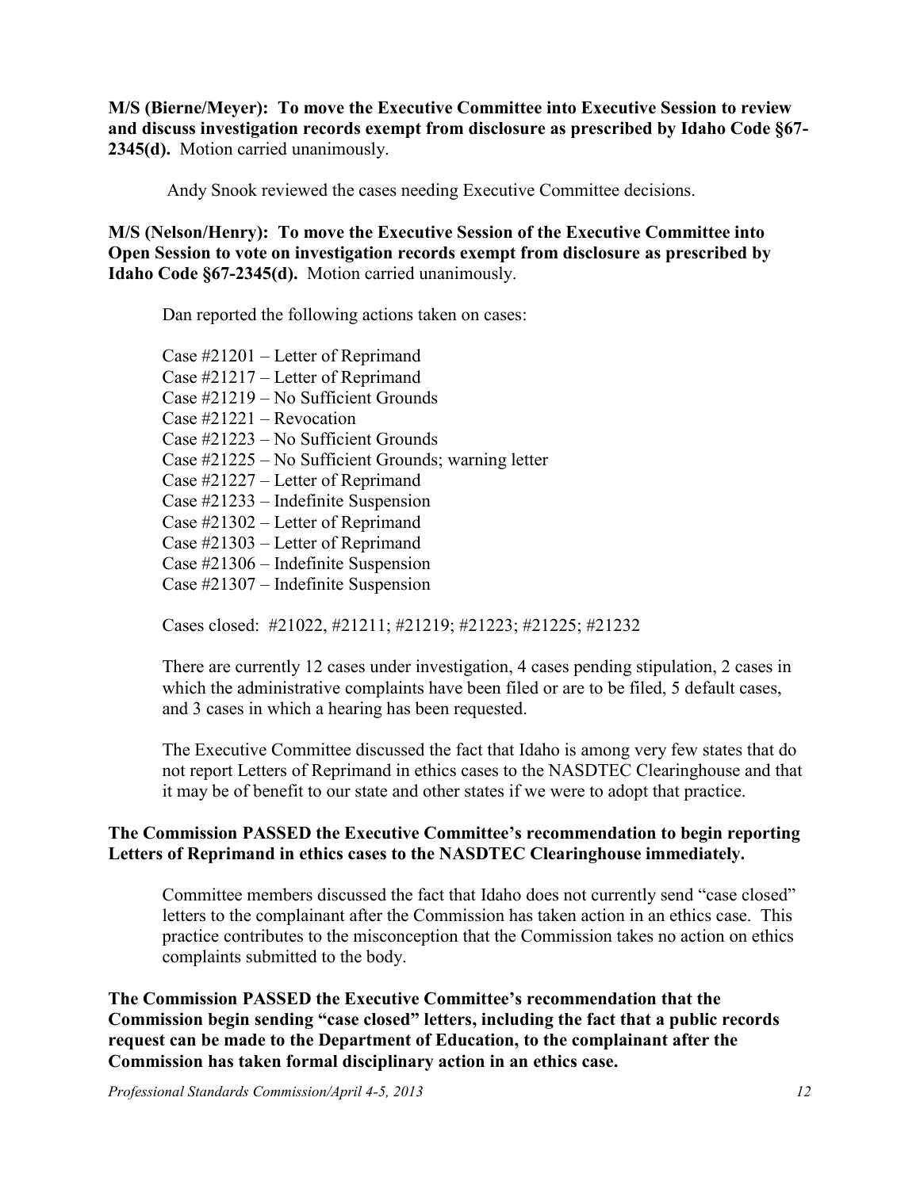**M/S (Bierne/Meyer): To move the Executive Committee into Executive Session to review and discuss investigation records exempt from disclosure as prescribed by Idaho Code §67-2345(d).** Motion carried unanimously.

Andy Snook reviewed the cases needing Executive Committee decisions.

**M/S (Nelson/Henry): To move the Executive Session of the Executive Committee into Open Session to vote on investigation records exempt from disclosure as prescribed by Idaho Code §67-2345(d).** Motion carried unanimously.

Dan reported the following actions taken on cases:

Case #21201 – Letter of Reprimand
Case #21217 – Letter of Reprimand
Case #21219 – No Sufficient Grounds
Case #21221 – Revocation
Case #21223 – No Sufficient Grounds
Case #21225 – No Sufficient Grounds; warning letter
Case #21227 – Letter of Reprimand
Case #21233 – Indefinite Suspension
Case #21302 – Letter of Reprimand
Case #21303 – Letter of Reprimand
Case #21306 – Indefinite Suspension
Case #21307 – Indefinite Suspension

Cases closed: #21022, #21211; #21219; #21223; #21225; #21232

There are currently 12 cases under investigation, 4 cases pending stipulation, 2 cases in which the administrative complaints have been filed or are to be filed, 5 default cases, and 3 cases in which a hearing has been requested.

The Executive Committee discussed the fact that Idaho is among very few states that do not report Letters of Reprimand in ethics cases to the NASDTEC Clearinghouse and that it may be of benefit to our state and other states if we were to adopt that practice.

**The Commission PASSED the Executive Committee's recommendation to begin reporting Letters of Reprimand in ethics cases to the NASDTEC Clearinghouse immediately.**

Committee members discussed the fact that Idaho does not currently send "case closed" letters to the complainant after the Commission has taken action in an ethics case. This practice contributes to the misconception that the Commission takes no action on ethics complaints submitted to the body.

**The Commission PASSED the Executive Committee's recommendation that the Commission begin sending "case closed" letters, including the fact that a public records request can be made to the Department of Education, to the complainant after the Commission has taken formal disciplinary action in an ethics case.**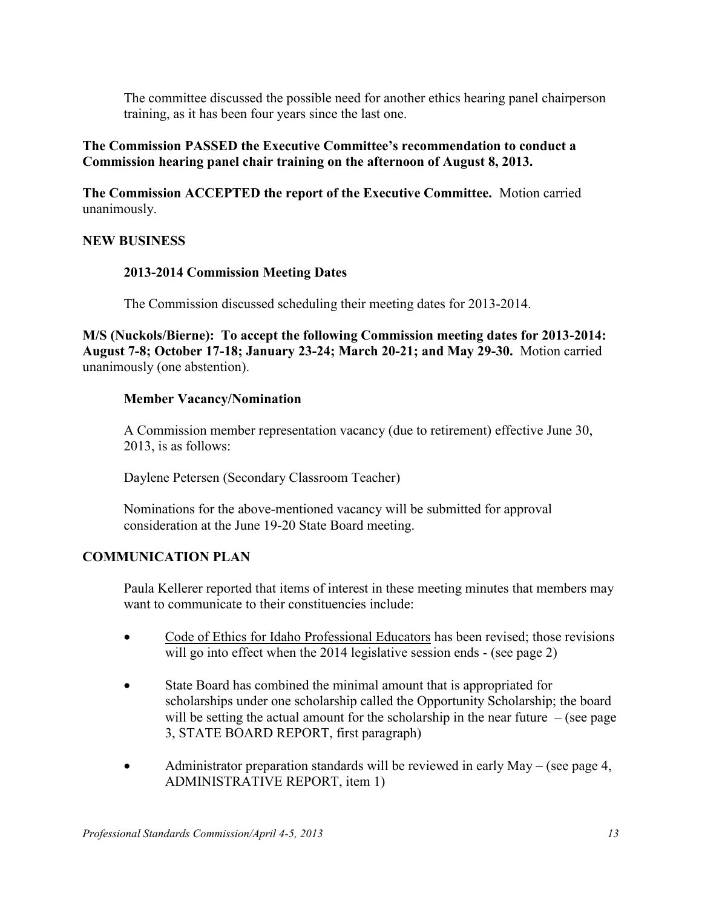The committee discussed the possible need for another ethics hearing panel chairperson training, as it has been four years since the last one.

**The Commission PASSED the Executive Committee's recommendation to conduct a Commission hearing panel chair training on the afternoon of August 8, 2013.**

**The Commission ACCEPTED the report of the Executive Committee.** Motion carried unanimously.

## NEW BUSINESS

### 2013-2014 Commission Meeting Dates

The Commission discussed scheduling their meeting dates for 2013-2014.

**M/S (Nuckols/Bierne): To accept the following Commission meeting dates for 2013-2014: August 7-8; October 17-18; January 23-24; March 20-21; and May 29-30.** Motion carried unanimously (one abstention).

### Member Vacancy/Nomination

A Commission member representation vacancy (due to retirement) effective June 30, 2013, is as follows:

Daylene Petersen (Secondary Classroom Teacher)

Nominations for the above-mentioned vacancy will be submitted for approval consideration at the June 19-20 State Board meeting.

## COMMUNICATION PLAN

Paula Kellerer reported that items of interest in these meeting minutes that members may want to communicate to their constituencies include:

- Code of Ethics for Idaho Professional Educators has been revised; those revisions will go into effect when the 2014 legislative session ends - (see page 2)
- State Board has combined the minimal amount that is appropriated for scholarships under one scholarship called the Opportunity Scholarship; the board will be setting the actual amount for the scholarship in the near future – (see page 3, STATE BOARD REPORT, first paragraph)
- Administrator preparation standards will be reviewed in early May – (see page 4, ADMINISTRATIVE REPORT, item 1)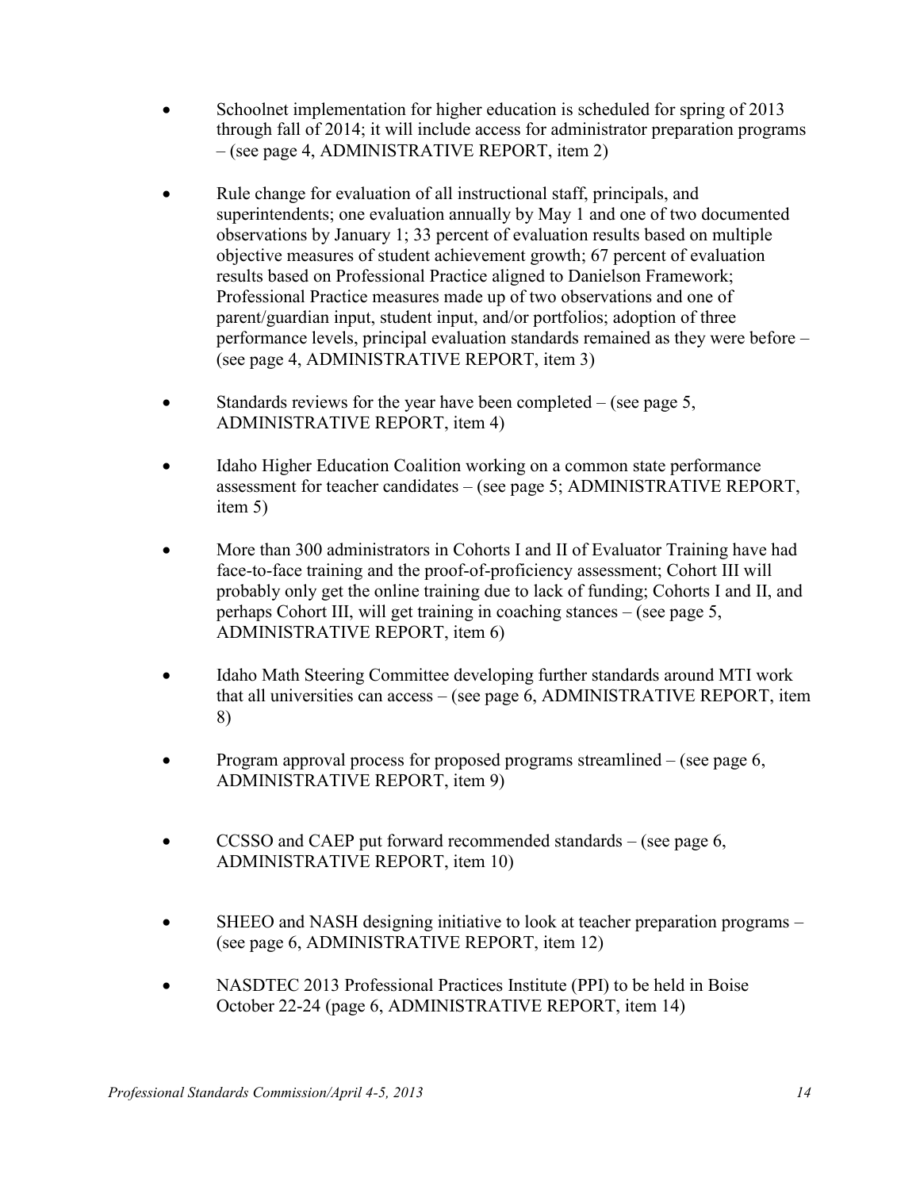- Schoolnet implementation for higher education is scheduled for spring of 2013 through fall of 2014; it will include access for administrator preparation programs – (see page 4, ADMINISTRATIVE REPORT, item 2)

- Rule change for evaluation of all instructional staff, principals, and superintendents; one evaluation annually by May 1 and one of two documented observations by January 1; 33 percent of evaluation results based on multiple objective measures of student achievement growth; 67 percent of evaluation results based on Professional Practice aligned to Danielson Framework; Professional Practice measures made up of two observations and one of parent/guardian input, student input, and/or portfolios; adoption of three performance levels, principal evaluation standards remained as they were before – (see page 4, ADMINISTRATIVE REPORT, item 3)

- Standards reviews for the year have been completed – (see page 5, ADMINISTRATIVE REPORT, item 4)

- Idaho Higher Education Coalition working on a common state performance assessment for teacher candidates – (see page 5; ADMINISTRATIVE REPORT, item 5)

- More than 300 administrators in Cohorts I and II of Evaluator Training have had face-to-face training and the proof-of-proficiency assessment; Cohort III will probably only get the online training due to lack of funding; Cohorts I and II, and perhaps Cohort III, will get training in coaching stances – (see page 5, ADMINISTRATIVE REPORT, item 6)

- Idaho Math Steering Committee developing further standards around MTI work that all universities can access – (see page 6, ADMINISTRATIVE REPORT, item 8)

- Program approval process for proposed programs streamlined – (see page 6, ADMINISTRATIVE REPORT, item 9)

- CCSSO and CAEP put forward recommended standards – (see page 6, ADMINISTRATIVE REPORT, item 10)

- SHEEO and NASH designing initiative to look at teacher preparation programs – (see page 6, ADMINISTRATIVE REPORT, item 12)

- NASDTEC 2013 Professional Practices Institute (PPI) to be held in Boise October 22-24 (page 6, ADMINISTRATIVE REPORT, item 14)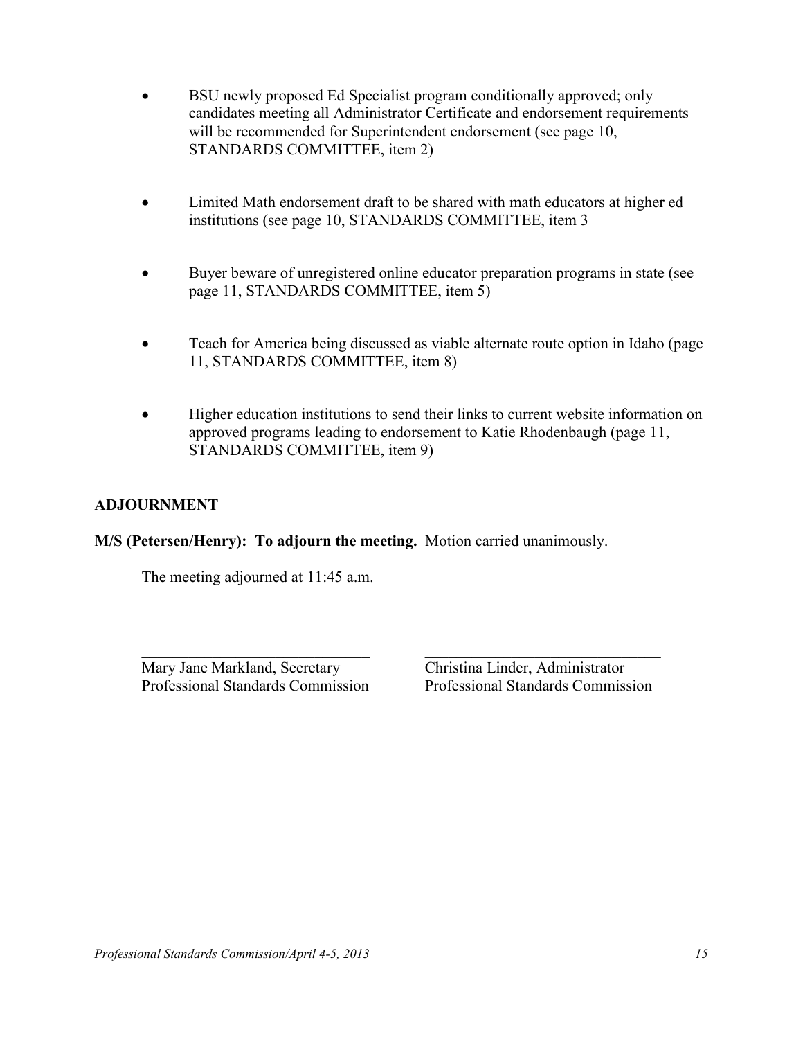- BSU newly proposed Ed Specialist program conditionally approved; only candidates meeting all Administrator Certificate and endorsement requirements will be recommended for Superintendent endorsement (see page 10, STANDARDS COMMITTEE, item 2)

- Limited Math endorsement draft to be shared with math educators at higher ed institutions (see page 10, STANDARDS COMMITTEE, item 3

- Buyer beware of unregistered online educator preparation programs in state (see page 11, STANDARDS COMMITTEE, item 5)

- Teach for America being discussed as viable alternate route option in Idaho (page 11, STANDARDS COMMITTEE, item 8)

- Higher education institutions to send their links to current website information on approved programs leading to endorsement to Katie Rhodenbaugh (page 11, STANDARDS COMMITTEE, item 9)

## ADJOURNMENT

**M/S (Petersen/Henry): To adjourn the meeting.** Motion carried unanimously.

The meeting adjourned at 11:45 a.m.

\_\_\_\_\_\_\_\_\_\_\_\_\_\_\_\_\_\_\_\_\_\_\_\_\_\_\_\_\_\_
Mary Jane Markland, Secretary
Professional Standards Commission

\_\_\_\_\_\_\_\_\_\_\_\_\_\_\_\_\_\_\_\_\_\_\_\_\_\_\_\_\_\_
Christina Linder, Administrator
Professional Standards Commission